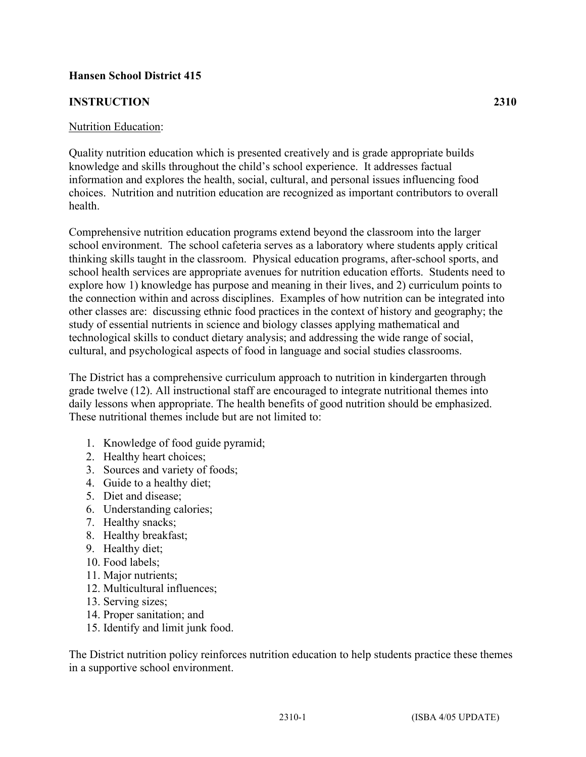**Hansen School District 415**

**INSTRUCTION 2310**

Nutrition Education:

Quality nutrition education which is presented creatively and is grade appropriate builds knowledge and skills throughout the child's school experience. It addresses factual information and explores the health, social, cultural, and personal issues influencing food choices. Nutrition and nutrition education are recognized as important contributors to overall health.

Comprehensive nutrition education programs extend beyond the classroom into the larger school environment. The school cafeteria serves as a laboratory where students apply critical thinking skills taught in the classroom. Physical education programs, after-school sports, and school health services are appropriate avenues for nutrition education efforts. Students need to explore how 1) knowledge has purpose and meaning in their lives, and 2) curriculum points to the connection within and across disciplines. Examples of how nutrition can be integrated into other classes are: discussing ethnic food practices in the context of history and geography; the study of essential nutrients in science and biology classes applying mathematical and technological skills to conduct dietary analysis; and addressing the wide range of social, cultural, and psychological aspects of food in language and social studies classrooms.

The District has a comprehensive curriculum approach to nutrition in kindergarten through grade twelve (12). All instructional staff are encouraged to integrate nutritional themes into daily lessons when appropriate. The health benefits of good nutrition should be emphasized. These nutritional themes include but are not limited to:

1. Knowledge of food guide pyramid;
2. Healthy heart choices;
3. Sources and variety of foods;
4. Guide to a healthy diet;
5. Diet and disease;
6. Understanding calories;
7. Healthy snacks;
8. Healthy breakfast;
9. Healthy diet;
10. Food labels;
11. Major nutrients;
12. Multicultural influences;
13. Serving sizes;
14. Proper sanitation; and
15. Identify and limit junk food.

The District nutrition policy reinforces nutrition education to help students practice these themes in a supportive school environment.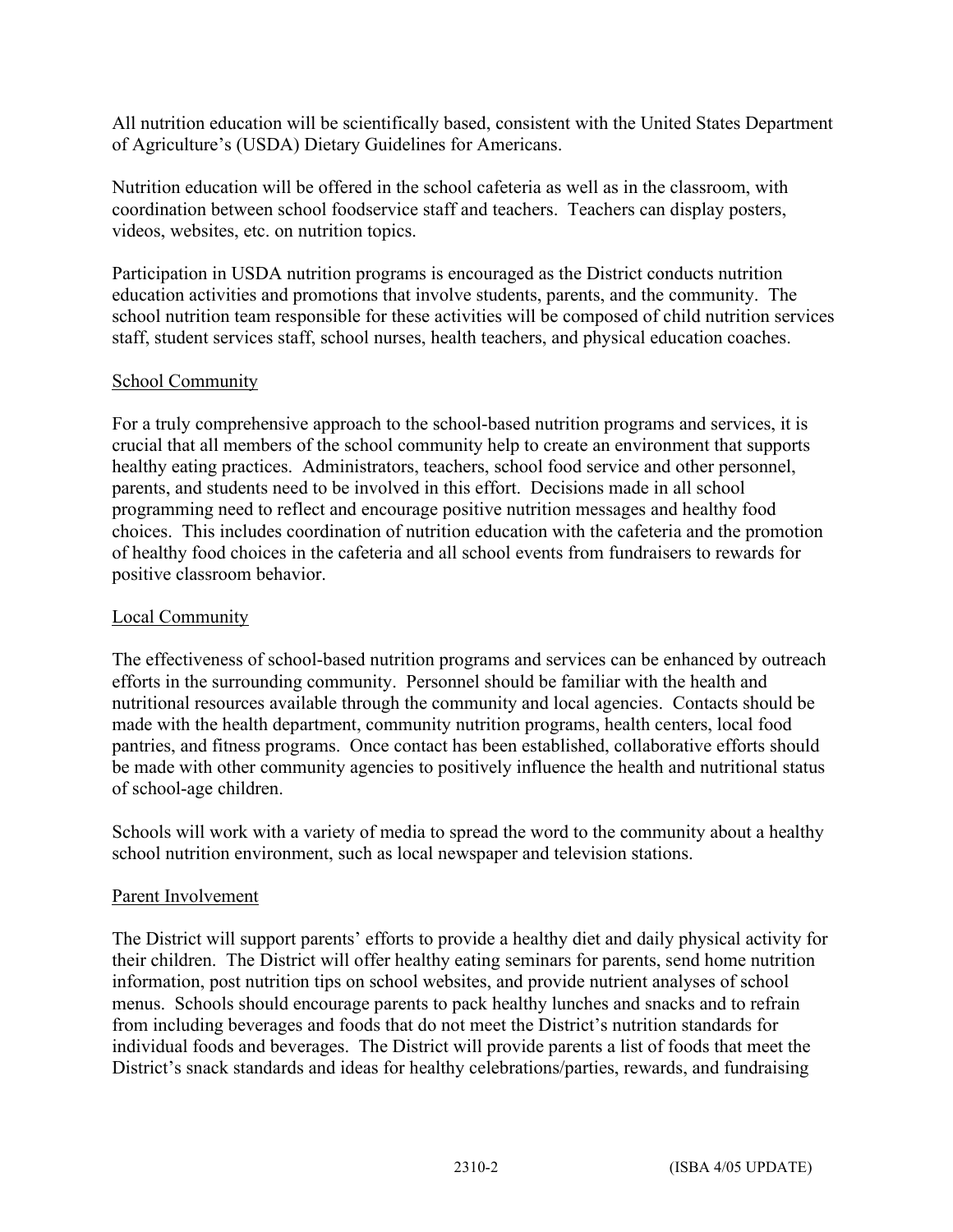All nutrition education will be scientifically based, consistent with the United States Department of Agriculture's (USDA) Dietary Guidelines for Americans.

Nutrition education will be offered in the school cafeteria as well as in the classroom, with coordination between school foodservice staff and teachers. Teachers can display posters, videos, websites, etc. on nutrition topics.

Participation in USDA nutrition programs is encouraged as the District conducts nutrition education activities and promotions that involve students, parents, and the community. The school nutrition team responsible for these activities will be composed of child nutrition services staff, student services staff, school nurses, health teachers, and physical education coaches.

### School Community

For a truly comprehensive approach to the school-based nutrition programs and services, it is crucial that all members of the school community help to create an environment that supports healthy eating practices. Administrators, teachers, school food service and other personnel, parents, and students need to be involved in this effort. Decisions made in all school programming need to reflect and encourage positive nutrition messages and healthy food choices. This includes coordination of nutrition education with the cafeteria and the promotion of healthy food choices in the cafeteria and all school events from fundraisers to rewards for positive classroom behavior.

### Local Community

The effectiveness of school-based nutrition programs and services can be enhanced by outreach efforts in the surrounding community. Personnel should be familiar with the health and nutritional resources available through the community and local agencies. Contacts should be made with the health department, community nutrition programs, health centers, local food pantries, and fitness programs. Once contact has been established, collaborative efforts should be made with other community agencies to positively influence the health and nutritional status of school-age children.

Schools will work with a variety of media to spread the word to the community about a healthy school nutrition environment, such as local newspaper and television stations.

### Parent Involvement

The District will support parents' efforts to provide a healthy diet and daily physical activity for their children. The District will offer healthy eating seminars for parents, send home nutrition information, post nutrition tips on school websites, and provide nutrient analyses of school menus. Schools should encourage parents to pack healthy lunches and snacks and to refrain from including beverages and foods that do not meet the District's nutrition standards for individual foods and beverages. The District will provide parents a list of foods that meet the District's snack standards and ideas for healthy celebrations/parties, rewards, and fundraising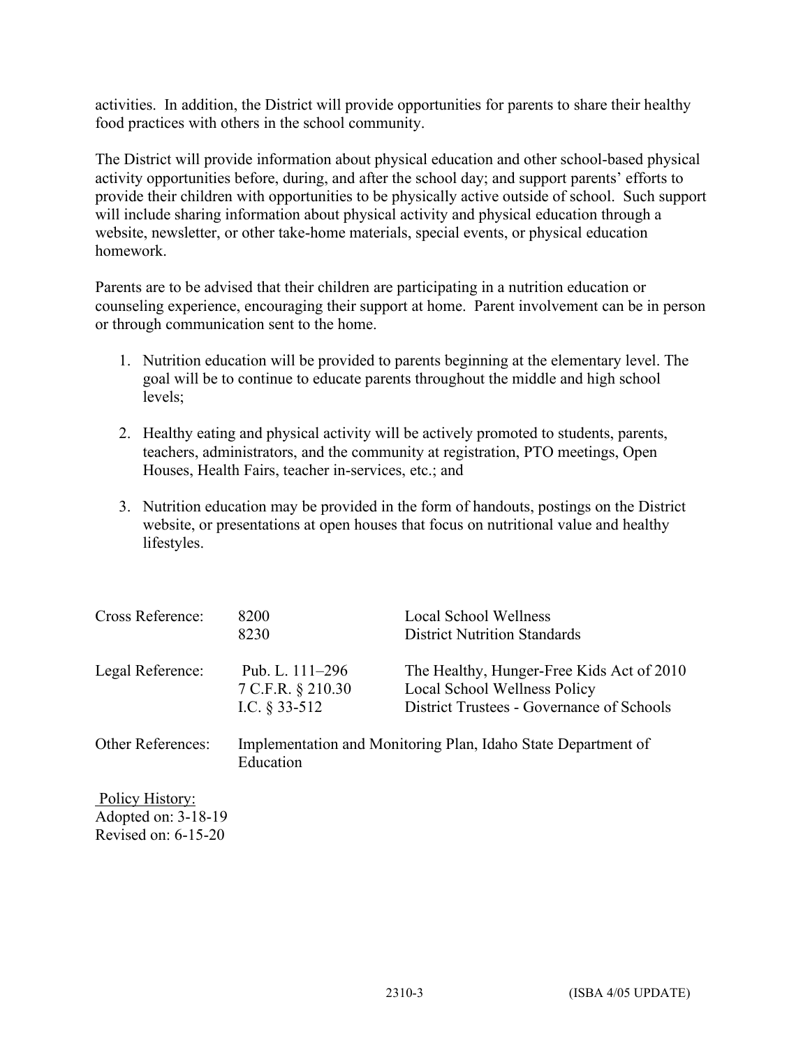activities. In addition, the District will provide opportunities for parents to share their healthy food practices with others in the school community.

The District will provide information about physical education and other school-based physical activity opportunities before, during, and after the school day; and support parents' efforts to provide their children with opportunities to be physically active outside of school. Such support will include sharing information about physical activity and physical education through a website, newsletter, or other take-home materials, special events, or physical education homework.

Parents are to be advised that their children are participating in a nutrition education or counseling experience, encouraging their support at home. Parent involvement can be in person or through communication sent to the home.

1. Nutrition education will be provided to parents beginning at the elementary level. The goal will be to continue to educate parents throughout the middle and high school levels;

2. Healthy eating and physical activity will be actively promoted to students, parents, teachers, administrators, and the community at registration, PTO meetings, Open Houses, Health Fairs, teacher in-services, etc.; and

3. Nutrition education may be provided in the form of handouts, postings on the District website, or presentations at open houses that focus on nutritional value and healthy lifestyles.

| | | |
|---|---|---|
| Cross Reference: | 8200 | Local School Wellness |
| | 8230 | District Nutrition Standards |
| Legal Reference: | Pub. L. 111–296 | The Healthy, Hunger-Free Kids Act of 2010 |
| | 7 C.F.R. § 210.30 | Local School Wellness Policy |
| | I.C. § 33-512 | District Trustees - Governance of Schools |
| Other References: | Implementation and Monitoring Plan, Idaho State Department of Education | |

Policy History:
Adopted on: 3-18-19
Revised on: 6-15-20

2310-3 (ISBA 4/05 UPDATE)